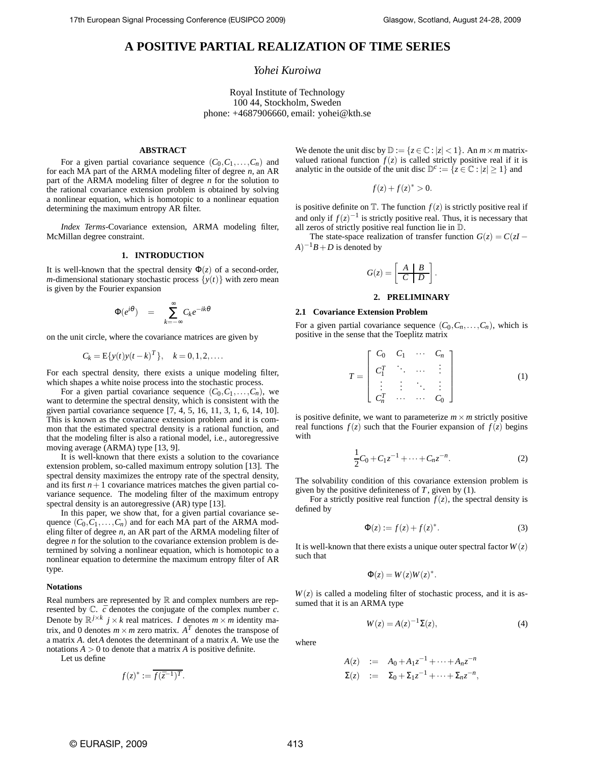# A POSITIVE PARTIAL REALIZATION OF TIME SERIES

*Yohei Kuroiwa*

Royal Institute of Technology
100 44, Stockholm, Sweden
phone: +4687906660, email: yohei@kth.se

## ABSTRACT

For a given partial covariance sequence $(C_0, C_1, \ldots, C_n)$ and for each MA part of the ARMA modeling filter of degree $n$, an AR part of the ARMA modeling filter of degree $n$ for the solution to the rational covariance extension problem is obtained by solving a nonlinear equation, which is homotopic to a nonlinear equation determining the maximum entropy AR filter.

*Index Terms*-Covariance extension, ARMA modeling filter, McMillan degree constraint.

## 1. INTRODUCTION

It is well-known that the spectral density $\Phi(z)$ of a second-order, $m$-dimensional stationary stochastic process $\{y(t)\}$ with zero mean is given by the Fourier expansion

$$\Phi(e^{i\theta}) \quad = \quad \sum_{k=-\infty}^{\infty} C_k e^{-ik\theta}$$

on the unit circle, where the covariance matrices are given by

$$C_k = \mathrm{E}\{y(t)y(t-k)^T\}, \quad k = 0, 1, 2, \ldots.$$

For each spectral density, there exists a unique modeling filter, which shapes a white noise process into the stochastic process.

For a given partial covariance sequence $(C_0, C_1, \ldots, C_n)$, we want to determine the spectral density, which is consistent with the given partial covariance sequence [7, 4, 5, 16, 11, 3, 1, 6, 14, 10]. This is known as the covariance extension problem and it is common that the estimated spectral density is a rational function, and that the modeling filter is also a rational model, i.e., autoregressive moving average (ARMA) type [13, 9].

It is well-known that there exists a solution to the covariance extension problem, so-called maximum entropy solution [13]. The spectral density maximizes the entropy rate of the spectral density, and its first $n+1$ covariance matrices matches the given partial covariance sequence. The modeling filter of the maximum entropy spectral density is an autoregressive (AR) type [13].

In this paper, we show that, for a given partial covariance sequence $(C_0, C_1, \ldots, C_n)$ and for each MA part of the ARMA modeling filter of degree $n$, an AR part of the ARMA modeling filter of degree $n$ for the solution to the covariance extension problem is determined by solving a nonlinear equation, which is homotopic to a nonlinear equation to determine the maximum entropy filter of AR type.

### Notations

Real numbers are represented by $\mathbb{R}$ and complex numbers are represented by $\mathbb{C}$. $\bar{c}$ denotes the conjugate of the complex number $c$. Denote by $\mathbb{R}^{j\times k}$ $j \times k$ real matrices. $I$ denotes $m \times m$ identity matrix, and 0 denotes $m \times m$ zero matrix. $A^T$ denotes the transpose of a matrix $A$. $\det A$ denotes the determinant of a matrix $A$. We use the notations $A > 0$ to denote that a matrix $A$ is positive definite.

Let us define

$$f(z)^* := \overline{f(\bar{z}^{-1})^T}.$$

We denote the unit disc by $\mathbb{D} := \{z \in \mathbb{C} : |z| < 1\}$. An $m \times m$ matrix-valued rational function $f(z)$ is called strictly positive real if it is analytic in the outside of the unit disc $\mathbb{D}^c := \{z \in \mathbb{C} : |z| \geq 1\}$ and

$$f(z) + f(z)^* > 0.$$

is positive definite on $\mathbb{T}$. The function $f(z)$ is strictly positive real if and only if $f(z)^{-1}$ is strictly positive real. Thus, it is necessary that all zeros of strictly positive real function lie in $\mathbb{D}$.

The state-space realization of transfer function $G(z) = C(zI - A)^{-1}B + D$ is denoted by

$$G(z) = \left[\begin{array}{c|c} A & B \\ \hline C & D \end{array}\right].$$

## 2. PRELIMINARY

### 2.1 Covariance Extension Problem

For a given partial covariance sequence $(C_0, C_n, \ldots, C_n)$, which is positive in the sense that the Toeplitz matrix

$$T = \begin{bmatrix} C_0 & C_1 & \cdots & C_n \\ C_1^T & \ddots & \cdots & \vdots \\ \vdots & \vdots & \ddots & \vdots \\ C_n^T & \cdots & \cdots & C_0 \end{bmatrix} \tag{1}$$

is positive definite, we want to parameterize $m \times m$ strictly positive real functions $f(z)$ such that the Fourier expansion of $f(z)$ begins with

$$\frac{1}{2}C_0 + C_1 z^{-1} + \cdots + C_n z^{-n}. \tag{2}$$

The solvability condition of this covariance extension problem is given by the positive definiteness of $T$, given by (1).

For a strictly positive real function $f(z)$, the spectral density is defined by

$$\Phi(z) := f(z) + f(z)^*. \tag{3}$$

It is well-known that there exists a unique outer spectral factor $W(z)$ such that

$$\Phi(z) = W(z)W(z)^*.$$

$W(z)$ is called a modeling filter of stochastic process, and it is assumed that it is an ARMA type

$$W(z) = A(z)^{-1}\Sigma(z), \tag{4}$$

where

$$\begin{aligned} A(z) &:= A_0 + A_1 z^{-1} + \cdots + A_n z^{-n} \\ \Sigma(z) &:= \Sigma_0 + \Sigma_1 z^{-1} + \cdots + \Sigma_n z^{-n}, \end{aligned}$$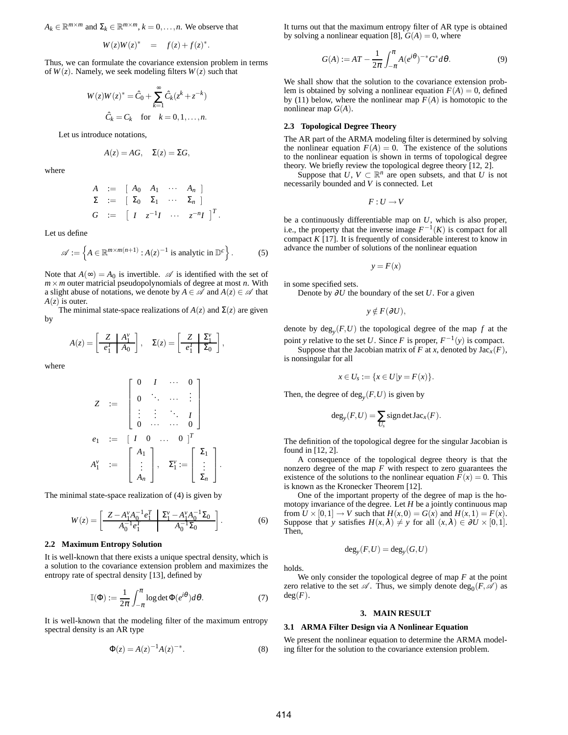$A_k \in \mathbb{R}^{m\times m}$ and $\Sigma_k \in \mathbb{R}^{m\times m}$, $k = 0,\ldots,n$. We observe that

$$W(z)W(z)^* \quad = \quad f(z) + f(z)^*.$$

Thus, we can formulate the covariance extension problem in terms of $W(z)$. Namely, we seek modeling filters $W(z)$ such that

$$W(z)W(z)^* = \hat{C}_0 + \sum_{k=1}^{\infty} \hat{C}_k(z^k + z^{-k})$$
$$\hat{C}_k = C_k \quad \text{for} \quad k = 0,1,\ldots,n.$$

Let us introduce notations,

$$A(z) = AG, \quad \Sigma(z) = \Sigma G,$$

where

$$\begin{aligned} A &:= \begin{bmatrix} A_0 & A_1 & \cdots & A_n \end{bmatrix} \\ \Sigma &:= \begin{bmatrix} \Sigma_0 & \Sigma_1 & \cdots & \Sigma_n \end{bmatrix} \\ G &:= \begin{bmatrix} I & z^{-1}I & \cdots & z^{-n}I \end{bmatrix}^T. \end{aligned}$$

Let us define

$$\mathscr{A} := \left\{ A \in \mathbb{R}^{m\times m(n+1)} : A(z)^{-1} \text{ is analytic in } \mathbb{D}^c \right\}. \tag{5}$$

Note that $A(\infty) = A_0$ is invertible. $\mathscr{A}$ is identified with the set of $m\times m$ outer matricial pseudopolynomials of degree at most $n$. With a slight abuse of notations, we denote by $A \in \mathscr{A}$ and $A(z) \in \mathscr{A}$ that $A(z)$ is outer.

The minimal state-space realizations of $A(z)$ and $\Sigma(z)$ are given by

$$A(z) = \left[\begin{array}{c|c} Z & A_1^v \\ \hline e_1^T & A_0 \end{array}\right], \quad \Sigma(z) = \left[\begin{array}{c|c} Z & \Sigma_1^v \\ \hline e_1^T & \Sigma_0 \end{array}\right],$$

where

$$\begin{aligned} Z &:= \begin{bmatrix} 0 & I & \cdots & 0 \\ 0 & \ddots & \cdots & \vdots \\ \vdots & \vdots & \ddots & I \\ 0 & \cdots & \cdots & 0 \end{bmatrix} \\ e_1 &:= \begin{bmatrix} I & 0 & \ldots & 0 \end{bmatrix}^T \\ A_1^v &:= \begin{bmatrix} A_1 \\ \vdots \\ A_n \end{bmatrix}, \quad \Sigma_1^v := \begin{bmatrix} \Sigma_1 \\ \vdots \\ \Sigma_n \end{bmatrix}. \end{aligned}$$

The minimal state-space realization of (4) is given by

$$W(z) = \left[\begin{array}{c|c} Z - A_1^v A_0^{-1} e_1^T & \Sigma_1^v - A_1^v A_0^{-1}\Sigma_0 \\ \hline A_0^{-1} e_1^T & A_0^{-1}\Sigma_0 \end{array}\right]. \tag{6}$$

### 2.2 Maximum Entropy Solution

It is well-known that there exists a unique spectral density, which is a solution to the covariance extension problem and maximizes the entropy rate of spectral density [13], defined by

$$\mathbb{I}(\Phi) := \frac{1}{2\pi}\int_{-\pi}^{\pi} \log\det \Phi(e^{i\theta})d\theta. \tag{7}$$

It is well-known that the modeling filter of the maximum entropy spectral density is an AR type

$$\Phi(z) = A(z)^{-1}A(z)^{-*}. \tag{8}$$

It turns out that the maximum entropy filter of AR type is obtained by solving a nonlinear equation [8], $G(A) = 0$, where

$$G(A) := AT - \frac{1}{2\pi}\int_{-\pi}^{\pi} A(e^{i\theta})^{-*}G^* d\theta. \tag{9}$$

We shall show that the solution to the covariance extension problem is obtained by solving a nonlinear equation $F(A) = 0$, defined by (11) below, where the nonlinear map $F(A)$ is homotopic to the nonlinear map $G(A)$.

### 2.3 Topological Degree Theory

The AR part of the ARMA modeling filter is determined by solving the nonlinear equation $F(A) = 0$. The existence of the solutions to the nonlinear equation is shown in terms of topological degree theory. We briefly review the topological degree theory [12, 2].

Suppose that $U$, $V \subset \mathbb{R}^n$ are open subsets, and that $U$ is not necessarily bounded and $V$ is connected. Let

$$F : U \to V$$

be a continuously differentiable map on $U$, which is also proper, i.e., the property that the inverse image $F^{-1}(K)$ is compact for all compact $K$ [17]. It is frequently of considerable interest to know in advance the number of solutions of the nonlinear equation

$$y = F(x)$$

in some specified sets.

Denote by $\partial U$ the boundary of the set $U$. For a given

$$y \notin F(\partial U),$$

denote by $\deg_y(F,U)$ the topological degree of the map $f$ at the point $y$ relative to the set $U$. Since $F$ is proper, $F^{-1}(y)$ is compact.

Suppose that the Jacobian matrix of $F$ at $x$, denoted by $\mathrm{Jac}_x(F)$, is nonsingular for all

$$x \in U_s := \{x \in U | y = F(x)\}.$$

Then, the degree of $\deg_y(F,U)$ is given by

$$\deg_y(F,U) = \sum_{U_s} \operatorname{sign}\det \mathrm{Jac}_x(F).$$

The definition of the topological degree for the singular Jacobian is found in [12, 2].

A consequence of the topological degree theory is that the nonzero degree of the map $F$ with respect to zero guarantees the existence of the solutions to the nonlinear equation $F(x) = 0$. This is known as the Kronecker Theorem [12].

One of the important property of the degree of map is the homotopy invariance of the degree. Let $H$ be a jointly continuous map from $U\times[0,1] \to V$ such that $H(x,0) = G(x)$ and $H(x,1) = F(x)$. Suppose that $y$ satisfies $H(x,\lambda) \neq y$ for all $(x,\lambda) \in \partial U \times [0,1]$. Then,

$$\deg_y(F,U) = \deg_y(G,U)$$

holds.

We only consider the topological degree of map $F$ at the point zero relative to the set $\mathscr{A}$. Thus, we simply denote $\deg_0(F,\mathscr{A})$ as $\deg(F)$.

## 3. MAIN RESULT

### 3.1 ARMA Filter Design via A Nonlinear Equation

We present the nonlinear equation to determine the ARMA modeling filter for the solution to the covariance extension problem.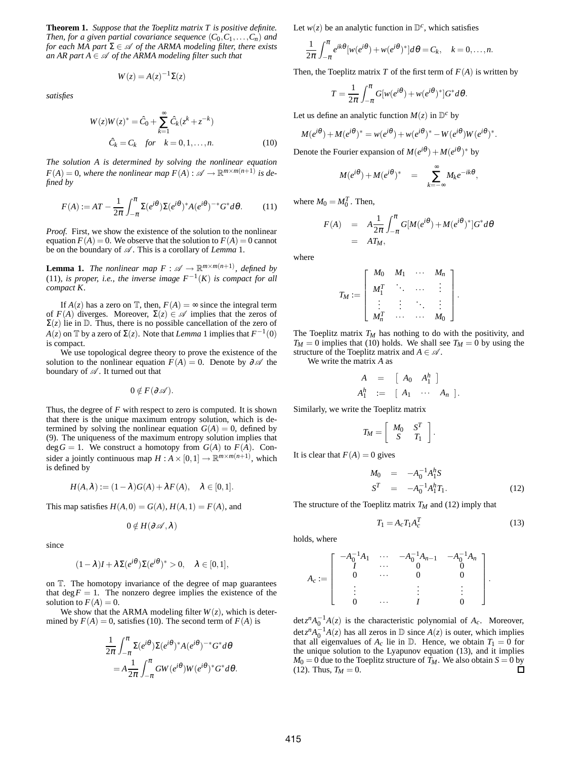**Theorem 1.** *Suppose that the Toeplitz matrix $T$ is positive definite. Then, for a given partial covariance sequence $(C_0, C_1, \ldots, C_n)$ and for each MA part $\Sigma \in \mathscr{A}$ of the ARMA modeling filter, there exists an AR part $A \in \mathscr{A}$ of the ARMA modeling filter such that*

$$W(z) = A(z)^{-1}\Sigma(z)$$

*satisfies*

$$\begin{aligned} W(z)W(z)^* &= \hat{C}_0 + \sum_{k=1}^{\infty} \hat{C}_k (z^k + z^{-k}) \\ \hat{C}_k &= C_k \quad \text{for} \quad k = 0, 1, \ldots, n. \end{aligned} \tag{10}$$

*The solution $A$ is determined by solving the nonlinear equation $F(A) = 0$, where the nonlinear map $F(A) : \mathscr{A} \to \mathbb{R}^{m \times m(n+1)}$ is defined by*

$$F(A) := AT - \frac{1}{2\pi}\int_{-\pi}^{\pi} \Sigma(e^{i\theta})\Sigma(e^{i\theta})^* A(e^{i\theta})^{-*} G^* d\theta. \tag{11}$$

*Proof.* First, we show the existence of the solution to the nonlinear equation $F(A) = 0$. We observe that the solution to $F(A) = 0$ cannot be on the boundary of $\mathscr{A}$. This is a corollary of *Lemma* 1.

**Lemma 1.** *The nonlinear map $F : \mathscr{A} \to \mathbb{R}^{m \times m(n+1)}$, defined by* (11)*, is proper, i.e., the inverse image $F^{-1}(K)$ is compact for all compact $K$.*

If $A(z)$ has a zero on $\mathbb{T}$, then, $F(A) = \infty$ since the integral term of $F(A)$ diverges. Moreover, $\Sigma(z) \in \mathscr{A}$ implies that the zeros of $\Sigma(z)$ lie in $\mathbb{D}$. Thus, there is no possible cancellation of the zero of $A(z)$ on $\mathbb{T}$ by a zero of $\Sigma(z)$. Note that *Lemma* 1 implies that $F^{-1}(0)$ is compact.

We use topological degree theory to prove the existence of the solution to the nonlinear equation $F(A) = 0$. Denote by $\partial\mathscr{A}$ the boundary of $\mathscr{A}$. It turned out that

$$0 \notin F(\partial\mathscr{A}).$$

Thus, the degree of $F$ with respect to zero is computed. It is shown that there is the unique maximum entropy solution, which is determined by solving the nonlinear equation $G(A) = 0$, defined by (9). The uniqueness of the maximum entropy solution implies that $\deg G = 1$. We construct a homotopy from $G(A)$ to $F(A)$. Consider a jointly continuous map $H : A \times [0,1] \to \mathbb{R}^{m \times m(n+1)}$, which is defined by

$$H(A, \lambda) := (1-\lambda)G(A) + \lambda F(A), \quad \lambda \in [0,1].$$

This map satisfies $H(A, 0) = G(A)$, $H(A, 1) = F(A)$, and

$$0 \notin H(\partial\mathscr{A}, \lambda)$$

since

$$(1-\lambda)I + \lambda\Sigma(e^{i\theta})\Sigma(e^{i\theta})^* > 0, \quad \lambda \in [0,1],$$

on $\mathbb{T}$. The homotopy invariance of the degree of map guarantees that $\deg F = 1$. The nonzero degree implies the existence of the solution to $F(A) = 0$.

We show that the ARMA modeling filter $W(z)$, which is determined by $F(A) = 0$, satisfies (10). The second term of $F(A)$ is

$$\begin{aligned} &\frac{1}{2\pi}\int_{-\pi}^{\pi} \Sigma(e^{i\theta})\Sigma(e^{i\theta})^* A(e^{i\theta})^{-*} G^* d\theta \\ &= A\frac{1}{2\pi}\int_{-\pi}^{\pi} G W(e^{i\theta}) W(e^{i\theta})^* G^* d\theta. \end{aligned}$$

Let $w(z)$ be an analytic function in $\mathbb{D}^c$, which satisfies

$$\frac{1}{2\pi}\int_{-\pi}^{\pi} e^{ik\theta}[w(e^{i\theta}) + w(e^{i\theta})^*] d\theta = C_k, \quad k = 0, \ldots, n.$$

Then, the Toeplitz matrix $T$ of the first term of $F(A)$ is written by

$$T = \frac{1}{2\pi}\int_{-\pi}^{\pi} G[w(e^{i\theta}) + w(e^{i\theta})^*] G^* d\theta.$$

Let us define an analytic function $M(z)$ in $\mathbb{D}^c$ by

$$M(e^{i\theta}) + M(e^{i\theta})^* = w(e^{i\theta}) + w(e^{i\theta})^* - W(e^{i\theta})W(e^{i\theta})^*.$$

Denote the Fourier expansion of $M(e^{i\theta}) + M(e^{i\theta})^*$ by

$$M(e^{i\theta}) + M(e^{i\theta})^* = \sum_{k=-\infty}^{\infty} M_k e^{-ik\theta},$$

where $M_0 = M_0^T$. Then,

$$\begin{aligned} F(A) &= A\frac{1}{2\pi}\int_{-\pi}^{\pi} G[M(e^{i\theta}) + M(e^{i\theta})^*] G^* d\theta \\ &= AT_M, \end{aligned}$$

where

$$T_M := \begin{bmatrix} M_0 & M_1 & \cdots & M_n \\ M_1^T & \ddots & \cdots & \vdots \\ \vdots & \vdots & \ddots & \vdots \\ M_n^T & \cdots & \cdots & M_0 \end{bmatrix}.$$

The Toeplitz matrix $T_M$ has nothing to do with the positivity, and $T_M = 0$ implies that (10) holds. We shall see $T_M = 0$ by using the structure of the Toeplitz matrix and $A \in \mathscr{A}$.

We write the matrix $A$ as

$$\begin{aligned} A &= \begin{bmatrix} A_0 & A_1^h \end{bmatrix} \\ A_1^h &:= \begin{bmatrix} A_1 & \cdots & A_n \end{bmatrix}. \end{aligned}$$

Similarly, we write the Toeplitz matrix

$$T_M = \begin{bmatrix} M_0 & S^T \\ S & T_1 \end{bmatrix}.$$

It is clear that $F(A) = 0$ gives

$$\begin{aligned} M_0 &= -A_0^{-1}A_1^h S \\ S^T &= -A_0^{-1}A_1^h T_1. \end{aligned} \tag{12}$$

The structure of the Toeplitz matrix $T_M$ and (12) imply that

$$T_1 = A_c T_1 A_c^T \tag{13}$$

holds, where

$$A_c := \begin{bmatrix} -A_0^{-1}A_1 & \cdots & -A_0^{-1}A_{n-1} & -A_0^{-1}A_n \\ I & \cdots & 0 & 0 \\ 0 & \cdots & 0 & 0 \\ \vdots & & \vdots & \vdots \\ 0 & \cdots & I & 0 \end{bmatrix}.$$

$\det z^n A_0^{-1} A(z)$ is the characteristic polynomial of $A_c$. Moreover, $\det z^n A_0^{-1} A(z)$ has all zeros in $\mathbb{D}$ since $A(z)$ is outer, which implies that all eigenvalues of $A_c$ lie in $\mathbb{D}$. Hence, we obtain $T_1 = 0$ for the unique solution to the Lyapunov equation (13), and it implies $M_0 = 0$ due to the Toeplitz structure of $T_M$. We also obtain $S = 0$ by (12). Thus, $T_M = 0$. ◻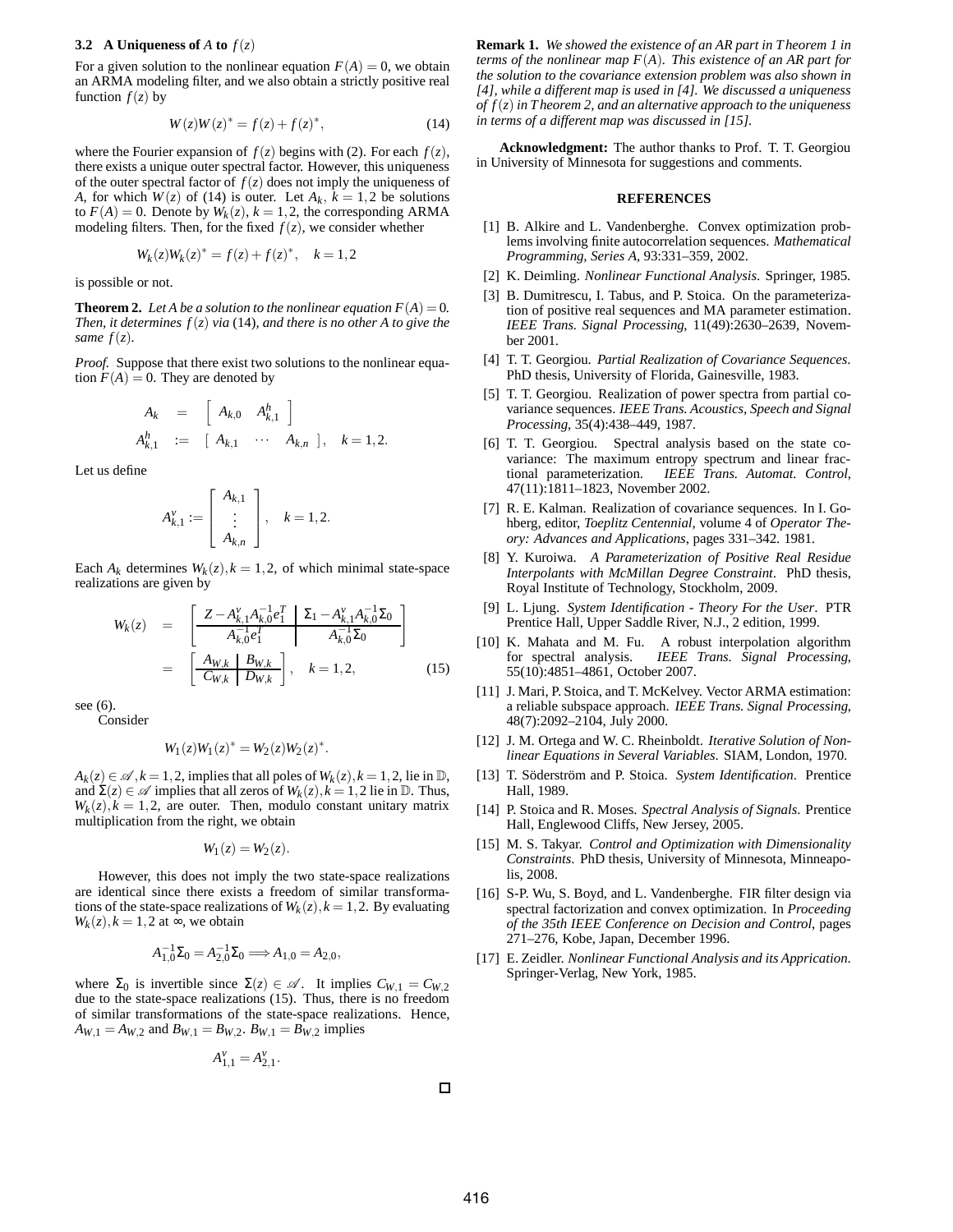### 3.2 A Uniqueness of $A$ to $f(z)$

For a given solution to the nonlinear equation $F(A) = 0$, we obtain an ARMA modeling filter, and we also obtain a strictly positive real function $f(z)$ by

$$W(z)W(z)^* = f(z) + f(z)^*, \tag{14}$$

where the Fourier expansion of $f(z)$ begins with (2). For each $f(z)$, there exists a unique outer spectral factor. However, this uniqueness of the outer spectral factor of $f(z)$ does not imply the uniqueness of $A$, for which $W(z)$ of (14) is outer. Let $A_k$, $k = 1,2$ be solutions to $F(A) = 0$. Denote by $W_k(z)$, $k = 1,2$, the corresponding ARMA modeling filters. Then, for the fixed $f(z)$, we consider whether

$$W_k(z)W_k(z)^* = f(z) + f(z)^*, \quad k = 1,2$$

is possible or not.

**Theorem 2.** *Let $A$ be a solution to the nonlinear equation $F(A) = 0$. Then, it determines $f(z)$ via* (14)*, and there is no other $A$ to give the same $f(z)$.*

*Proof.* Suppose that there exist two solutions to the nonlinear equation $F(A) = 0$. They are denoted by

$$\begin{aligned} A_k &= \begin{bmatrix} A_{k,0} & A_{k,1}^h \end{bmatrix} \\ A_{k,1}^h &:= \begin{bmatrix} A_{k,1} & \cdots & A_{k,n} \end{bmatrix}, \quad k = 1,2. \end{aligned}$$

Let us define

$$A_{k,1}^v := \begin{bmatrix} A_{k,1} \\ \vdots \\ A_{k,n} \end{bmatrix}, \quad k = 1,2.$$

Each $A_k$ determines $W_k(z), k = 1,2$, of which minimal state-space realizations are given by

$$\begin{aligned} W_k(z) &= \left[ \begin{array}{c|c} Z - A_{k,1}^v A_{k,0}^{-1} e_1^T & \Sigma_1 - A_{k,1}^v A_{k,0}^{-1} \Sigma_0 \\ \hline A_{k,0}^{-1} e_1^T & A_{k,0}^{-1} \Sigma_0 \end{array} \right] \\ &= \left[ \begin{array}{c|c} A_{W,k} & B_{W,k} \\ \hline C_{W,k} & D_{W,k} \end{array} \right], \quad k = 1,2, \end{aligned} \tag{15}$$

see (6).

Consider

$$W_1(z)W_1(z)^* = W_2(z)W_2(z)^*.$$

$A_k(z) \in \mathscr{A}, k = 1,2$, implies that all poles of $W_k(z), k = 1,2$, lie in $\mathbb{D}$, and $\Sigma(z) \in \mathscr{A}$ implies that all zeros of $W_k(z), k = 1,2$ lie in $\mathbb{D}$. Thus, $W_k(z), k = 1,2$, are outer. Then, modulo constant unitary matrix multiplication from the right, we obtain

$$W_1(z) = W_2(z).$$

However, this does not imply the two state-space realizations are identical since there exists a freedom of similar transformations of the state-space realizations of $W_k(z), k = 1,2$. By evaluating $W_k(z), k = 1,2$ at $\infty$, we obtain

$$A_{1,0}^{-1}\Sigma_0 = A_{2,0}^{-1}\Sigma_0 \Longrightarrow A_{1,0} = A_{2,0},$$

where $\Sigma_0$ is invertible since $\Sigma(z) \in \mathscr{A}$. It implies $C_{W,1} = C_{W,2}$ due to the state-space realizations (15). Thus, there is no freedom of similar transformations of the state-space realizations. Hence, $A_{W,1} = A_{W,2}$ and $B_{W,1} = B_{W,2}$. $B_{W,1} = B_{W,2}$ implies

$$A_{1,1}^v = A_{2,1}^v.$$

□

**Remark 1.** *We showed the existence of an AR part in Theorem 1 in terms of the nonlinear map $F(A)$. This existence of an AR part for the solution to the covariance extension problem was also shown in [4], while a different map is used in [4]. We discussed a uniqueness of $f(z)$ in Theorem 2, and an alternative approach to the uniqueness in terms of a different map was discussed in [15].*

**Acknowledgment:** The author thanks to Prof. T. T. Georgiou in University of Minnesota for suggestions and comments.

## REFERENCES

[1] B. Alkire and L. Vandenberghe. Convex optimization problems involving finite autocorrelation sequences. *Mathematical Programming, Series A*, 93:331–359, 2002.

[2] K. Deimling. *Nonlinear Functional Analysis*. Springer, 1985.

[3] B. Dumitrescu, I. Tabus, and P. Stoica. On the parameterization of positive real sequences and MA parameter estimation. *IEEE Trans. Signal Processing*, 11(49):2630–2639, November 2001.

[4] T. T. Georgiou. *Partial Realization of Covariance Sequences*. PhD thesis, University of Florida, Gainesville, 1983.

[5] T. T. Georgiou. Realization of power spectra from partial covariance sequences. *IEEE Trans. Acoustics, Speech and Signal Processing*, 35(4):438–449, 1987.

[6] T. T. Georgiou. Spectral analysis based on the state covariance: The maximum entropy spectrum and linear fractional parameterization. *IEEE Trans. Automat. Control*, 47(11):1811–1823, November 2002.

[7] R. E. Kalman. Realization of covariance sequences. In I. Gohberg, editor, *Toeplitz Centennial*, volume 4 of *Operator Theory: Advances and Applications*, pages 331–342. 1981.

[8] Y. Kuroiwa. *A Parameterization of Positive Real Residue Interpolants with McMillan Degree Constraint*. PhD thesis, Royal Institute of Technology, Stockholm, 2009.

[9] L. Ljung. *System Identification - Theory For the User*. PTR Prentice Hall, Upper Saddle River, N.J., 2 edition, 1999.

[10] K. Mahata and M. Fu. A robust interpolation algorithm for spectral analysis. *IEEE Trans. Signal Processing*, 55(10):4851–4861, October 2007.

[11] J. Mari, P. Stoica, and T. McKelvey. Vector ARMA estimation: a reliable subspace approach. *IEEE Trans. Signal Processing*, 48(7):2092–2104, July 2000.

[12] J. M. Ortega and W. C. Rheinboldt. *Iterative Solution of Nonlinear Equations in Several Variables*. SIAM, London, 1970.

[13] T. Söderström and P. Stoica. *System Identification*. Prentice Hall, 1989.

[14] P. Stoica and R. Moses. *Spectral Analysis of Signals*. Prentice Hall, Englewood Cliffs, New Jersey, 2005.

[15] M. S. Takyar. *Control and Optimization with Dimensionality Constraints*. PhD thesis, University of Minnesota, Minneapolis, 2008.

[16] S-P. Wu, S. Boyd, and L. Vandenberghe. FIR filter design via spectral factorization and convex optimization. In *Proceeding of the 35th IEEE Conference on Decision and Control*, pages 271–276, Kobe, Japan, December 1996.

[17] E. Zeidler. *Nonlinear Functional Analysis and its Apprication*. Springer-Verlag, New York, 1985.